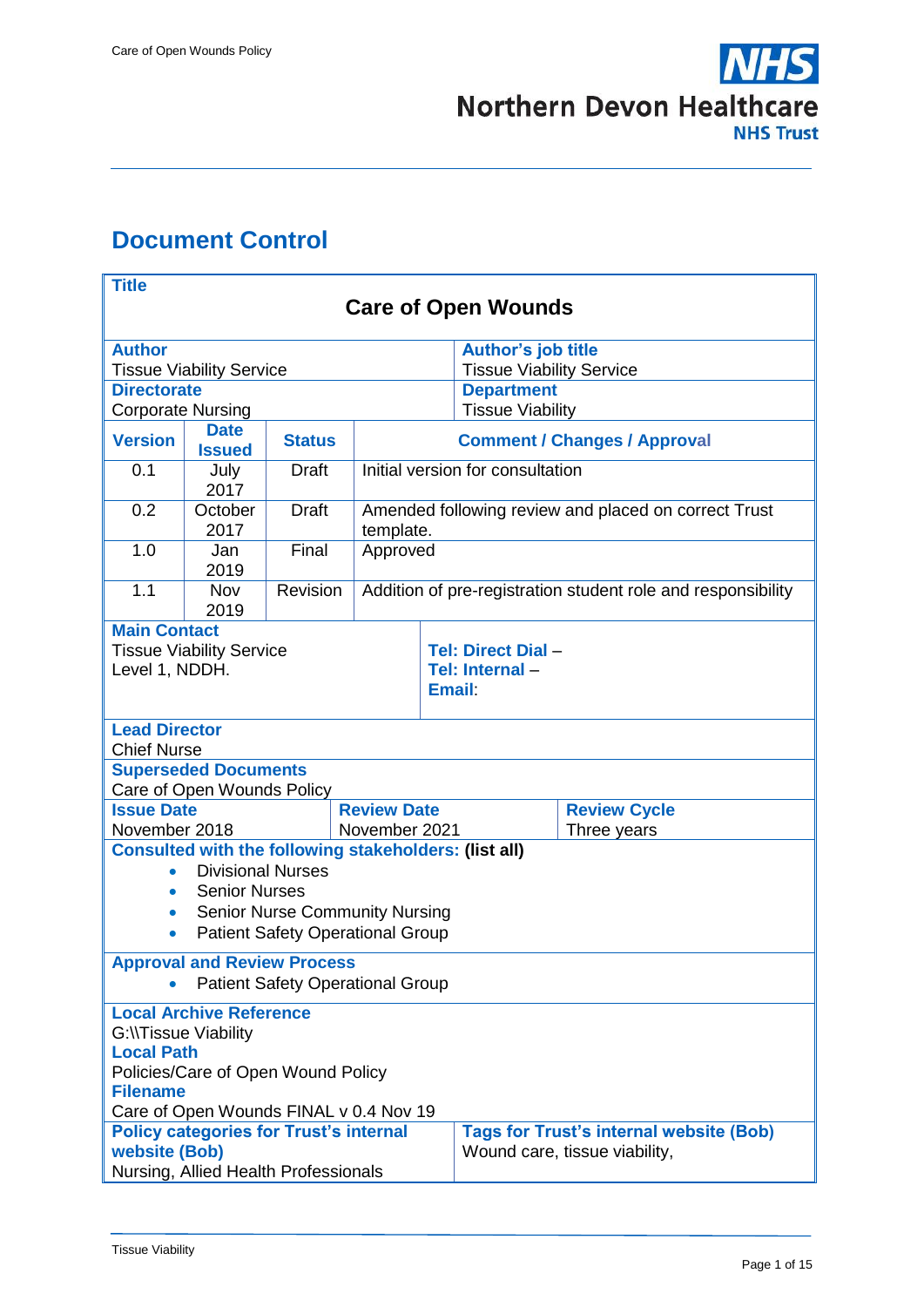# Document Control

| **Title** | | | |
|---|---|---|---|
| **Care of Open Wounds** | | | |
| **Author**<br>Tissue Viability Service | | **Author's job title**<br>Tissue Viability Service | |
| **Directorate**<br>Corporate Nursing | | **Department**<br>Tissue Viability | |

| **Version** | **Date Issued** | **Status** | **Comment / Changes / Approval** |
|---|---|---|---|
| 0.1 | July 2017 | Draft | Initial version for consultation |
| 0.2 | October 2017 | Draft | Amended following review and placed on correct Trust template. |
| 1.0 | Jan 2019 | Final | Approved |
| 1.1 | Nov 2019 | Revision | Addition of pre-registration student role and responsibility |

| **Main Contact** | |
|---|---|
| Tissue Viability Service<br>Level 1, NDDH. | **Tel: Direct Dial** –<br>**Tel: Internal** –<br>**Email**: |

**Lead Director**
Chief Nurse

**Superseded Documents**
Care of Open Wounds Policy

| **Issue Date** | **Review Date** | **Review Cycle** |
|---|---|---|
| November 2018 | November 2021 | Three years |

**Consulted with the following stakeholders: (list all)**

- Divisional Nurses
- Senior Nurses
- Senior Nurse Community Nursing
- Patient Safety Operational Group

**Approval and Review Process**

- Patient Safety Operational Group

**Local Archive Reference**
G:\\Tissue Viability
**Local Path**
Policies/Care of Open Wound Policy
**Filename**
Care of Open Wounds FINAL v 0.4 Nov 19

| **Policy categories for Trust's internal website (Bob)** | **Tags for Trust's internal website (Bob)** |
|---|---|
| Nursing, Allied Health Professionals | Wound care, tissue viability, |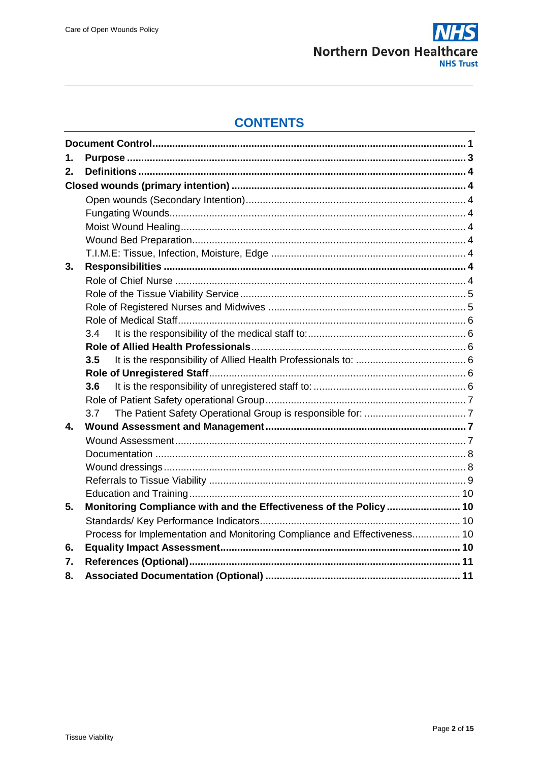# CONTENTS

| | | |
|---|---|---|
| **Document Control** | | **1** |
| **1.** | **Purpose** | **3** |
| **2.** | **Definitions** | **4** |
| **Closed wounds (primary intention)** | | **4** |
| | Open wounds (Secondary Intention) | 4 |
| | Fungating Wounds | 4 |
| | Moist Wound Healing | 4 |
| | Wound Bed Preparation | 4 |
| | T.I.M.E: Tissue, Infection, Moisture, Edge | 4 |
| **3.** | **Responsibilities** | **4** |
| | Role of Chief Nurse | 4 |
| | Role of the Tissue Viability Service | 5 |
| | Role of Registered Nurses and Midwives | 5 |
| | Role of Medical Staff | 6 |
| | 3.4 It is the responsibility of the medical staff to: | 6 |
| | **Role of Allied Health Professionals** | 6 |
| | **3.5** It is the responsibility of Allied Health Professionals to: | 6 |
| | **Role of Unregistered Staff** | 6 |
| | **3.6** It is the responsibility of unregistered staff to: | 6 |
| | Role of Patient Safety operational Group | 7 |
| | 3.7 The Patient Safety Operational Group is responsible for: | 7 |
| **4.** | **Wound Assessment and Management** | **7** |
| | Wound Assessment | 7 |
| | Documentation | 8 |
| | Wound dressings | 8 |
| | Referrals to Tissue Viability | 9 |
| | Education and Training | 10 |
| **5.** | **Monitoring Compliance with and the Effectiveness of the Policy** | **10** |
| | Standards/ Key Performance Indicators | 10 |
| | Process for Implementation and Monitoring Compliance and Effectiveness | 10 |
| **6.** | **Equality Impact Assessment** | **10** |
| **7.** | **References (Optional)** | **11** |
| **8.** | **Associated Documentation (Optional)** | **11** |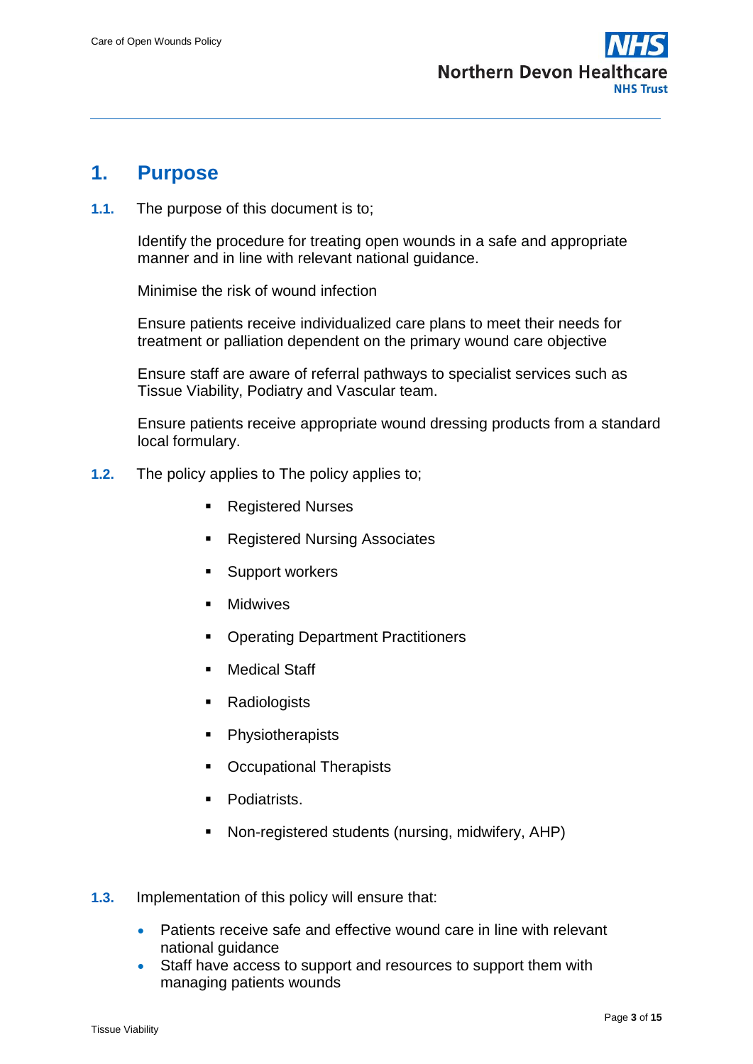# 1. Purpose

**1.1.** The purpose of this document is to;

Identify the procedure for treating open wounds in a safe and appropriate manner and in line with relevant national guidance.

Minimise the risk of wound infection

Ensure patients receive individualized care plans to meet their needs for treatment or palliation dependent on the primary wound care objective

Ensure staff are aware of referral pathways to specialist services such as Tissue Viability, Podiatry and Vascular team.

Ensure patients receive appropriate wound dressing products from a standard local formulary.

**1.2.** The policy applies to The policy applies to;

- Registered Nurses
- Registered Nursing Associates
- Support workers
- Midwives
- Operating Department Practitioners
- Medical Staff
- Radiologists
- Physiotherapists
- Occupational Therapists
- Podiatrists.
- Non-registered students (nursing, midwifery, AHP)

**1.3.** Implementation of this policy will ensure that:

- Patients receive safe and effective wound care in line with relevant national guidance
- Staff have access to support and resources to support them with managing patients wounds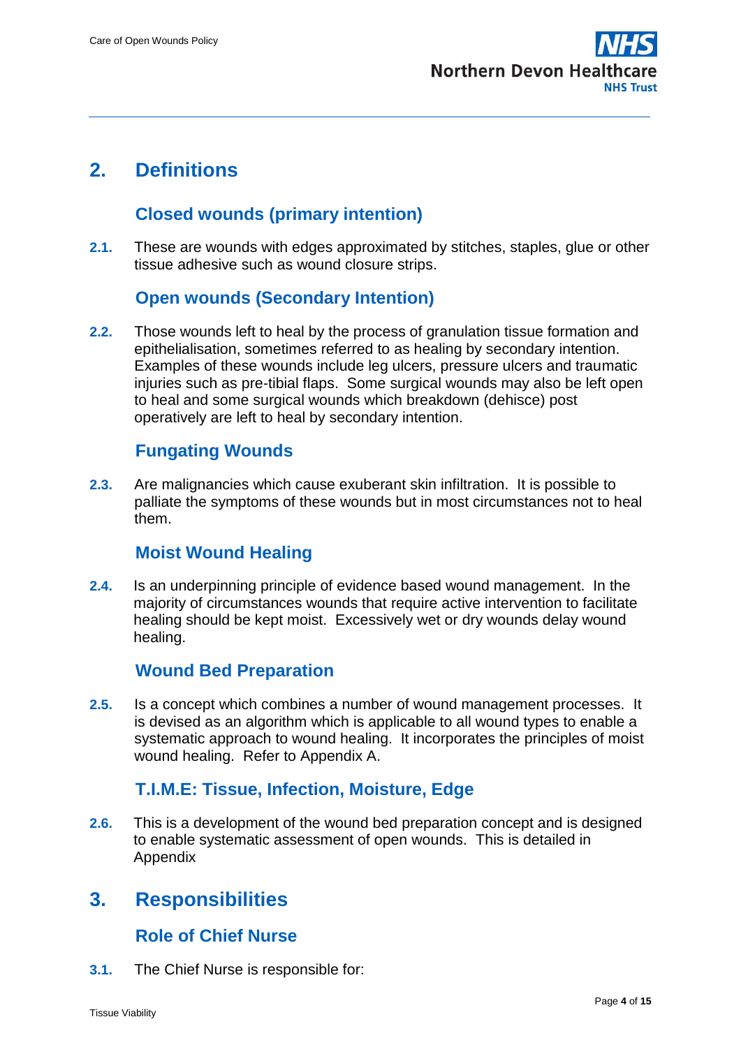## 2. Definitions

### Closed wounds (primary intention)

**2.1.** These are wounds with edges approximated by stitches, staples, glue or other tissue adhesive such as wound closure strips.

### Open wounds (Secondary Intention)

**2.2.** Those wounds left to heal by the process of granulation tissue formation and epithelialisation, sometimes referred to as healing by secondary intention. Examples of these wounds include leg ulcers, pressure ulcers and traumatic injuries such as pre-tibial flaps. Some surgical wounds may also be left open to heal and some surgical wounds which breakdown (dehisce) post operatively are left to heal by secondary intention.

### Fungating Wounds

**2.3.** Are malignancies which cause exuberant skin infiltration. It is possible to palliate the symptoms of these wounds but in most circumstances not to heal them.

### Moist Wound Healing

**2.4.** Is an underpinning principle of evidence based wound management. In the majority of circumstances wounds that require active intervention to facilitate healing should be kept moist. Excessively wet or dry wounds delay wound healing.

### Wound Bed Preparation

**2.5.** Is a concept which combines a number of wound management processes. It is devised as an algorithm which is applicable to all wound types to enable a systematic approach to wound healing. It incorporates the principles of moist wound healing. Refer to Appendix A.

### T.I.M.E: Tissue, Infection, Moisture, Edge

**2.6.** This is a development of the wound bed preparation concept and is designed to enable systematic assessment of open wounds. This is detailed in Appendix

## 3. Responsibilities

### Role of Chief Nurse

**3.1.** The Chief Nurse is responsible for: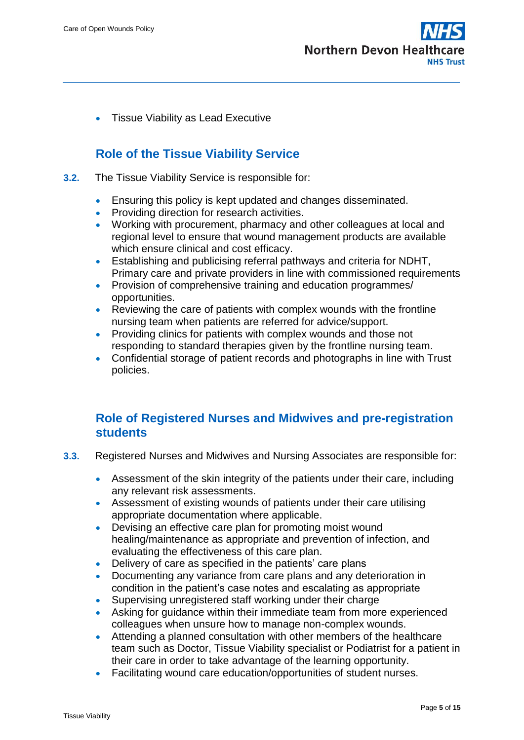- Tissue Viability as Lead Executive

## Role of the Tissue Viability Service

**3.2.** The Tissue Viability Service is responsible for:

- Ensuring this policy is kept updated and changes disseminated.
- Providing direction for research activities.
- Working with procurement, pharmacy and other colleagues at local and regional level to ensure that wound management products are available which ensure clinical and cost efficacy.
- Establishing and publicising referral pathways and criteria for NDHT, Primary care and private providers in line with commissioned requirements
- Provision of comprehensive training and education programmes/ opportunities.
- Reviewing the care of patients with complex wounds with the frontline nursing team when patients are referred for advice/support.
- Providing clinics for patients with complex wounds and those not responding to standard therapies given by the frontline nursing team.
- Confidential storage of patient records and photographs in line with Trust policies.

## Role of Registered Nurses and Midwives and pre-registration students

**3.3.** Registered Nurses and Midwives and Nursing Associates are responsible for:

- Assessment of the skin integrity of the patients under their care, including any relevant risk assessments.
- Assessment of existing wounds of patients under their care utilising appropriate documentation where applicable.
- Devising an effective care plan for promoting moist wound healing/maintenance as appropriate and prevention of infection, and evaluating the effectiveness of this care plan.
- Delivery of care as specified in the patients' care plans
- Documenting any variance from care plans and any deterioration in condition in the patient's case notes and escalating as appropriate
- Supervising unregistered staff working under their charge
- Asking for guidance within their immediate team from more experienced colleagues when unsure how to manage non-complex wounds.
- Attending a planned consultation with other members of the healthcare team such as Doctor, Tissue Viability specialist or Podiatrist for a patient in their care in order to take advantage of the learning opportunity.
- Facilitating wound care education/opportunities of student nurses.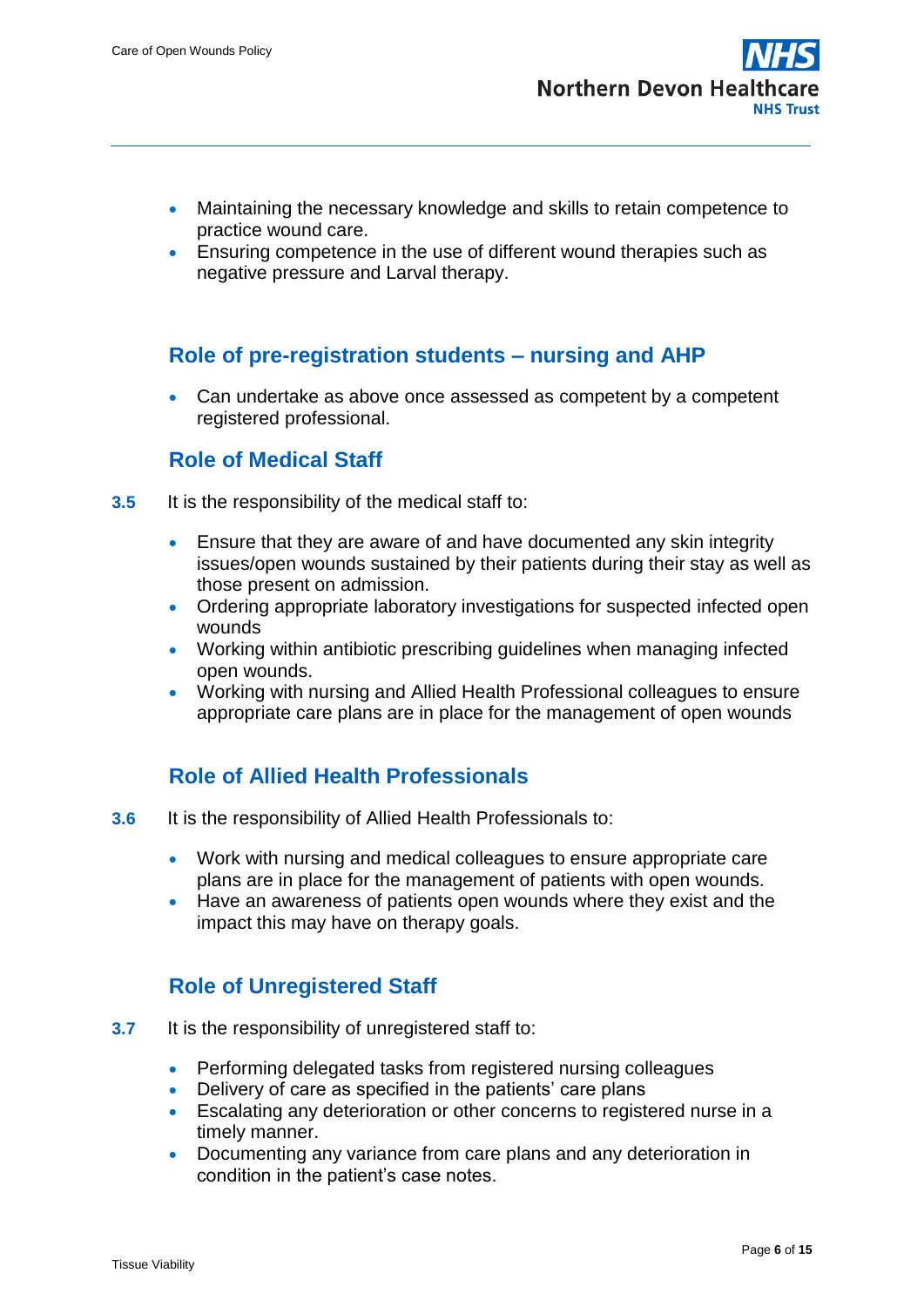- Maintaining the necessary knowledge and skills to retain competence to practice wound care.
- Ensuring competence in the use of different wound therapies such as negative pressure and Larval therapy.

### Role of pre-registration students – nursing and AHP

- Can undertake as above once assessed as competent by a competent registered professional.

### Role of Medical Staff

**3.5** It is the responsibility of the medical staff to:

- Ensure that they are aware of and have documented any skin integrity issues/open wounds sustained by their patients during their stay as well as those present on admission.
- Ordering appropriate laboratory investigations for suspected infected open wounds
- Working within antibiotic prescribing guidelines when managing infected open wounds.
- Working with nursing and Allied Health Professional colleagues to ensure appropriate care plans are in place for the management of open wounds

### Role of Allied Health Professionals

**3.6** It is the responsibility of Allied Health Professionals to:

- Work with nursing and medical colleagues to ensure appropriate care plans are in place for the management of patients with open wounds.
- Have an awareness of patients open wounds where they exist and the impact this may have on therapy goals.

### Role of Unregistered Staff

**3.7** It is the responsibility of unregistered staff to:

- Performing delegated tasks from registered nursing colleagues
- Delivery of care as specified in the patients' care plans
- Escalating any deterioration or other concerns to registered nurse in a timely manner.
- Documenting any variance from care plans and any deterioration in condition in the patient's case notes.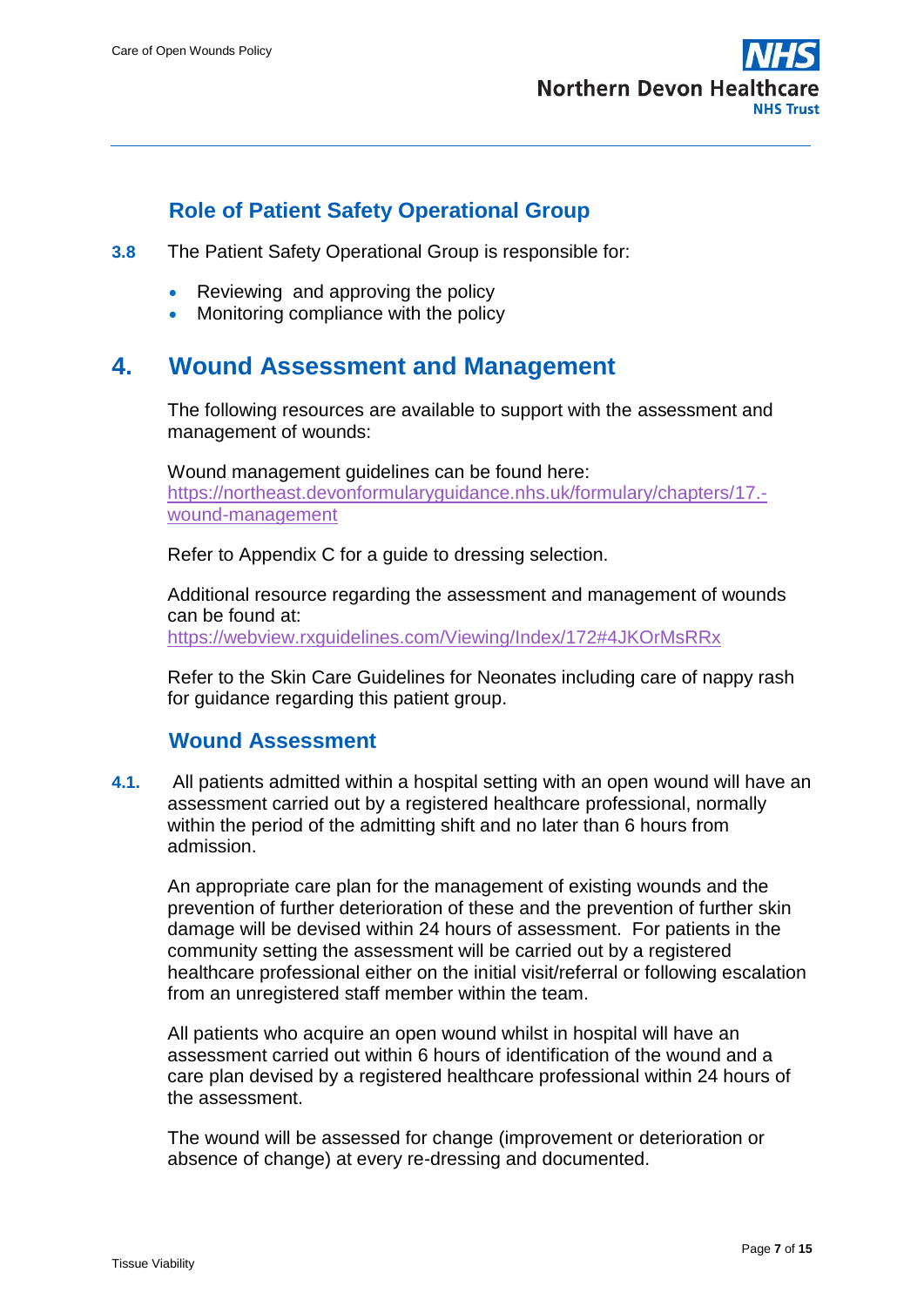### Role of Patient Safety Operational Group

**3.8** The Patient Safety Operational Group is responsible for:

- Reviewing and approving the policy
- Monitoring compliance with the policy

## 4. Wound Assessment and Management

The following resources are available to support with the assessment and management of wounds:

Wound management guidelines can be found here:
[https://northeast.devonformularyguidance.nhs.uk/formulary/chapters/17.-wound-management](https://northeast.devonformularyguidance.nhs.uk/formulary/chapters/17.-wound-management)

Refer to Appendix C for a guide to dressing selection.

Additional resource regarding the assessment and management of wounds can be found at:
[https://webview.rxguidelines.com/Viewing/Index/172#4JKOrMsRRx](https://webview.rxguidelines.com/Viewing/Index/172#4JKOrMsRRx)

Refer to the Skin Care Guidelines for Neonates including care of nappy rash for guidance regarding this patient group.

### Wound Assessment

**4.1.** All patients admitted within a hospital setting with an open wound will have an assessment carried out by a registered healthcare professional, normally within the period of the admitting shift and no later than 6 hours from admission.

An appropriate care plan for the management of existing wounds and the prevention of further deterioration of these and the prevention of further skin damage will be devised within 24 hours of assessment. For patients in the community setting the assessment will be carried out by a registered healthcare professional either on the initial visit/referral or following escalation from an unregistered staff member within the team.

All patients who acquire an open wound whilst in hospital will have an assessment carried out within 6 hours of identification of the wound and a care plan devised by a registered healthcare professional within 24 hours of the assessment.

The wound will be assessed for change (improvement or deterioration or absence of change) at every re-dressing and documented.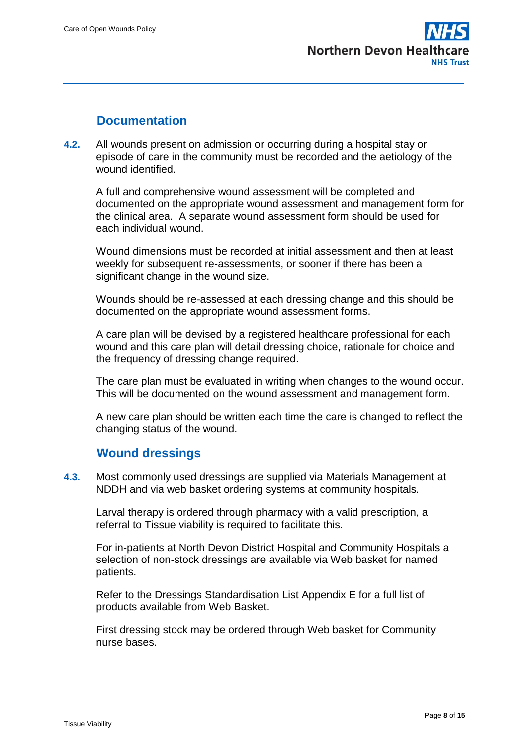## Documentation

**4.2.** All wounds present on admission or occurring during a hospital stay or episode of care in the community must be recorded and the aetiology of the wound identified.

A full and comprehensive wound assessment will be completed and documented on the appropriate wound assessment and management form for the clinical area. A separate wound assessment form should be used for each individual wound.

Wound dimensions must be recorded at initial assessment and then at least weekly for subsequent re-assessments, or sooner if there has been a significant change in the wound size.

Wounds should be re-assessed at each dressing change and this should be documented on the appropriate wound assessment forms.

A care plan will be devised by a registered healthcare professional for each wound and this care plan will detail dressing choice, rationale for choice and the frequency of dressing change required.

The care plan must be evaluated in writing when changes to the wound occur. This will be documented on the wound assessment and management form.

A new care plan should be written each time the care is changed to reflect the changing status of the wound.

## Wound dressings

**4.3.** Most commonly used dressings are supplied via Materials Management at NDDH and via web basket ordering systems at community hospitals.

Larval therapy is ordered through pharmacy with a valid prescription, a referral to Tissue viability is required to facilitate this.

For in-patients at North Devon District Hospital and Community Hospitals a selection of non-stock dressings are available via Web basket for named patients.

Refer to the Dressings Standardisation List Appendix E for a full list of products available from Web Basket.

First dressing stock may be ordered through Web basket for Community nurse bases.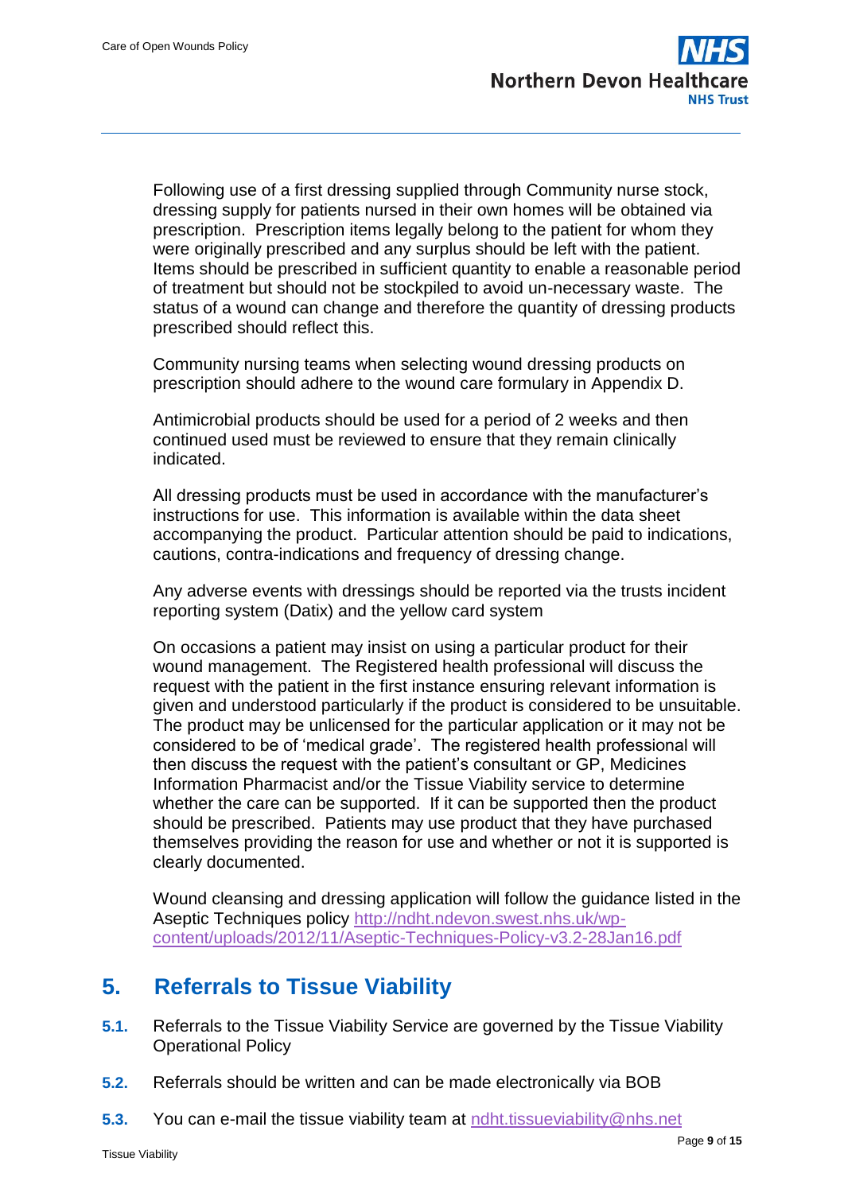Following use of a first dressing supplied through Community nurse stock, dressing supply for patients nursed in their own homes will be obtained via prescription. Prescription items legally belong to the patient for whom they were originally prescribed and any surplus should be left with the patient. Items should be prescribed in sufficient quantity to enable a reasonable period of treatment but should not be stockpiled to avoid un-necessary waste. The status of a wound can change and therefore the quantity of dressing products prescribed should reflect this.

Community nursing teams when selecting wound dressing products on prescription should adhere to the wound care formulary in Appendix D.

Antimicrobial products should be used for a period of 2 weeks and then continued used must be reviewed to ensure that they remain clinically indicated.

All dressing products must be used in accordance with the manufacturer's instructions for use. This information is available within the data sheet accompanying the product. Particular attention should be paid to indications, cautions, contra-indications and frequency of dressing change.

Any adverse events with dressings should be reported via the trusts incident reporting system (Datix) and the yellow card system

On occasions a patient may insist on using a particular product for their wound management. The Registered health professional will discuss the request with the patient in the first instance ensuring relevant information is given and understood particularly if the product is considered to be unsuitable. The product may be unlicensed for the particular application or it may not be considered to be of 'medical grade'. The registered health professional will then discuss the request with the patient's consultant or GP, Medicines Information Pharmacist and/or the Tissue Viability service to determine whether the care can be supported. If it can be supported then the product should be prescribed. Patients may use product that they have purchased themselves providing the reason for use and whether or not it is supported is clearly documented.

Wound cleansing and dressing application will follow the guidance listed in the Aseptic Techniques policy [http://ndht.ndevon.swest.nhs.uk/wp-content/uploads/2012/11/Aseptic-Techniques-Policy-v3.2-28Jan16.pdf](http://ndht.ndevon.swest.nhs.uk/wp-content/uploads/2012/11/Aseptic-Techniques-Policy-v3.2-28Jan16.pdf)

## 5. Referrals to Tissue Viability

**5.1.** Referrals to the Tissue Viability Service are governed by the Tissue Viability Operational Policy

**5.2.** Referrals should be written and can be made electronically via BOB

**5.3.** You can e-mail the tissue viability team at [ndht.tissueviability@nhs.net](mailto:ndht.tissueviability@nhs.net)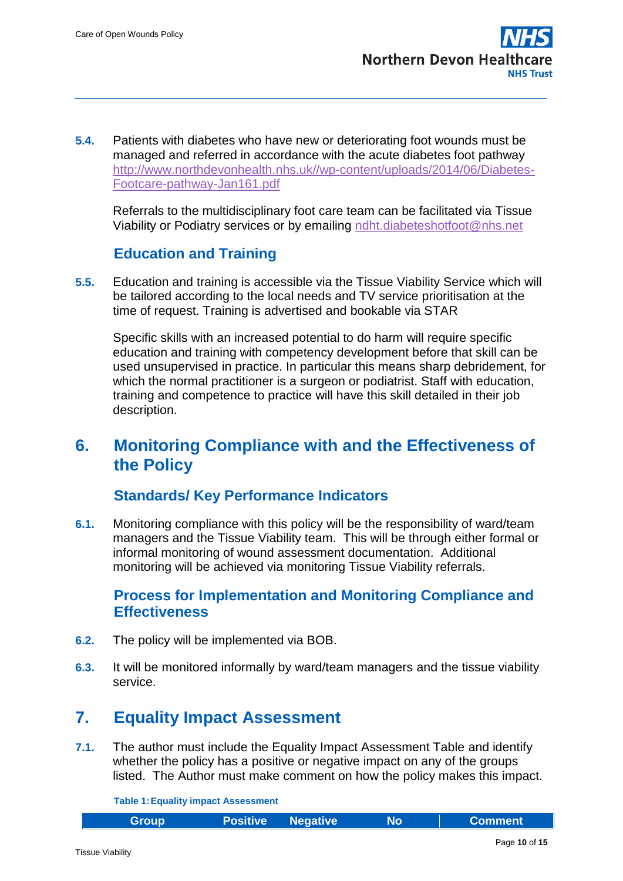**5.4.** Patients with diabetes who have new or deteriorating foot wounds must be managed and referred in accordance with the acute diabetes foot pathway http://www.northdevonhealth.nhs.uk//wp-content/uploads/2014/06/Diabetes-Footcare-pathway-Jan161.pdf

Referrals to the multidisciplinary foot care team can be facilitated via Tissue Viability or Podiatry services or by emailing ndht.diabeteshotfoot@nhs.net

### Education and Training

**5.5.** Education and training is accessible via the Tissue Viability Service which will be tailored according to the local needs and TV service prioritisation at the time of request. Training is advertised and bookable via STAR

Specific skills with an increased potential to do harm will require specific education and training with competency development before that skill can be used unsupervised in practice. In particular this means sharp debridement, for which the normal practitioner is a surgeon or podiatrist. Staff with education, training and competence to practice will have this skill detailed in their job description.

## 6. Monitoring Compliance with and the Effectiveness of the Policy

### Standards/ Key Performance Indicators

**6.1.** Monitoring compliance with this policy will be the responsibility of ward/team managers and the Tissue Viability team. This will be through either formal or informal monitoring of wound assessment documentation. Additional monitoring will be achieved via monitoring Tissue Viability referrals.

### Process for Implementation and Monitoring Compliance and Effectiveness

**6.2.** The policy will be implemented via BOB.

**6.3.** It will be monitored informally by ward/team managers and the tissue viability service.

## 7. Equality Impact Assessment

**7.1.** The author must include the Equality Impact Assessment Table and identify whether the policy has a positive or negative impact on any of the groups listed. The Author must make comment on how the policy makes this impact.

**Table 1: Equality impact Assessment**

| Group | Positive | Negative | No | Comment |
|---|---|---|---|---|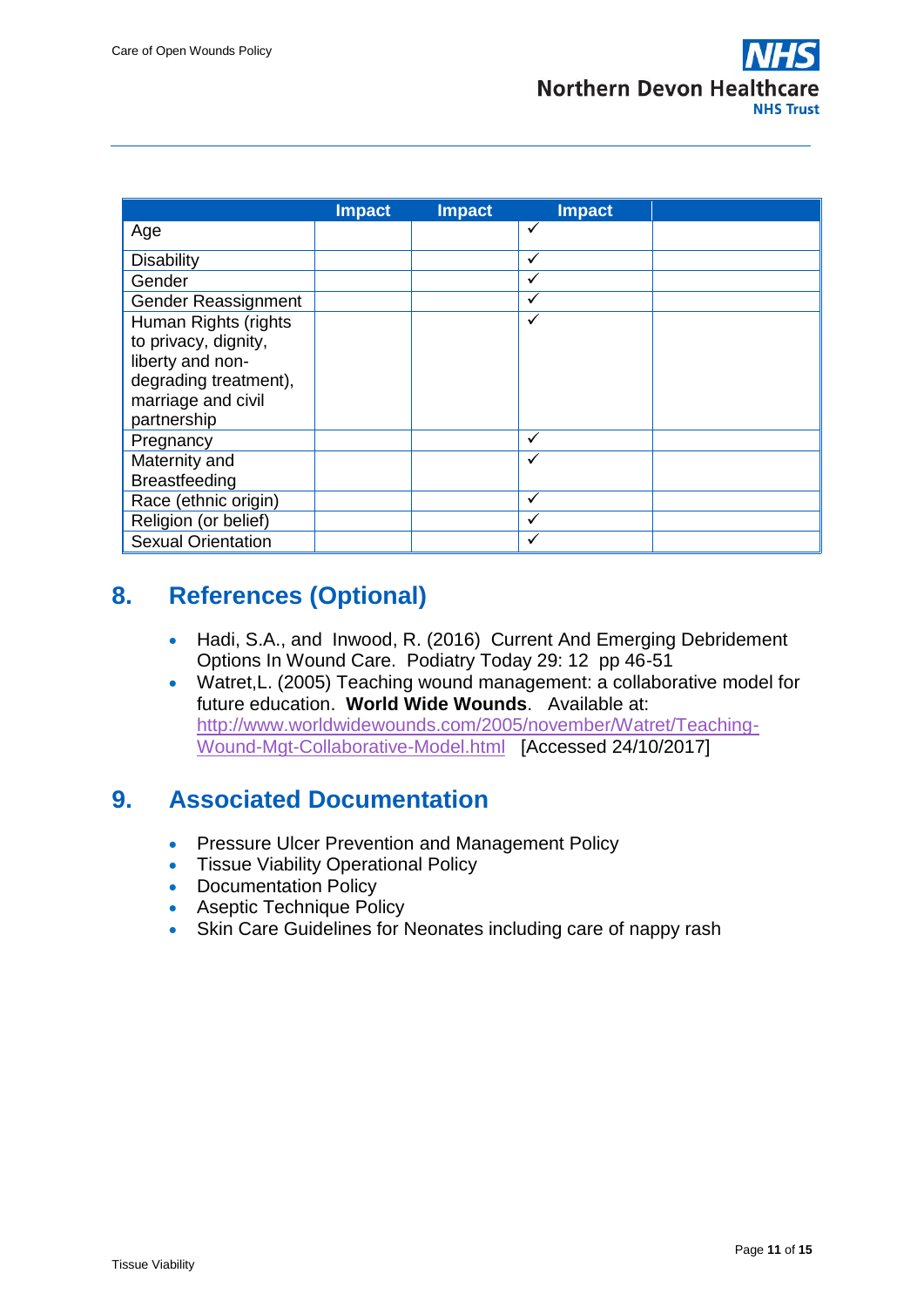| | Impact | Impact | Impact | |
|---|---|---|---|---|
| Age | | | ✓ | |
| Disability | | | ✓ | |
| Gender | | | ✓ | |
| Gender Reassignment | | | ✓ | |
| Human Rights (rights to privacy, dignity, liberty and non-degrading treatment), marriage and civil partnership | | | ✓ | |
| Pregnancy | | | ✓ | |
| Maternity and Breastfeeding | | | ✓ | |
| Race (ethnic origin) | | | ✓ | |
| Religion (or belief) | | | ✓ | |
| Sexual Orientation | | | ✓ | |

## 8. References (Optional)

- Hadi, S.A., and Inwood, R. (2016) Current And Emerging Debridement Options In Wound Care. Podiatry Today 29: 12 pp 46-51
- Watret,L. (2005) Teaching wound management: a collaborative model for future education. **World Wide Wounds**. Available at: http://www.worldwidewounds.com/2005/november/Watret/Teaching-Wound-Mgt-Collaborative-Model.html [Accessed 24/10/2017]

## 9. Associated Documentation

- Pressure Ulcer Prevention and Management Policy
- Tissue Viability Operational Policy
- Documentation Policy
- Aseptic Technique Policy
- Skin Care Guidelines for Neonates including care of nappy rash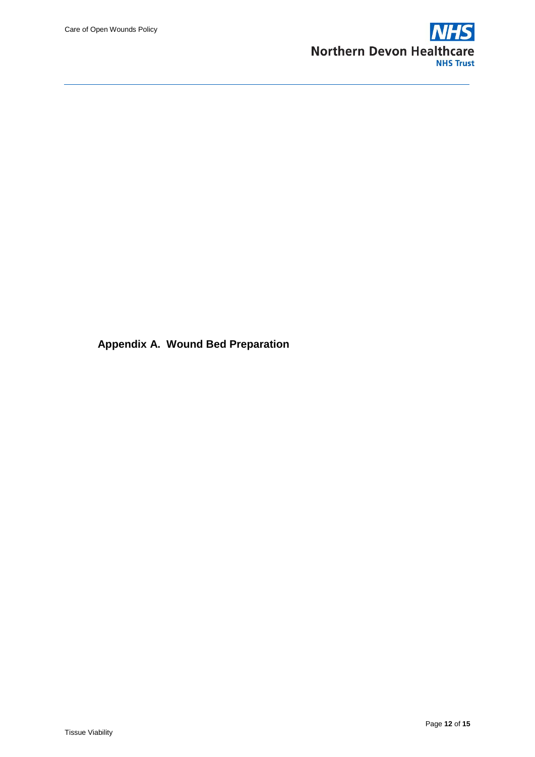## Appendix A. Wound Bed Preparation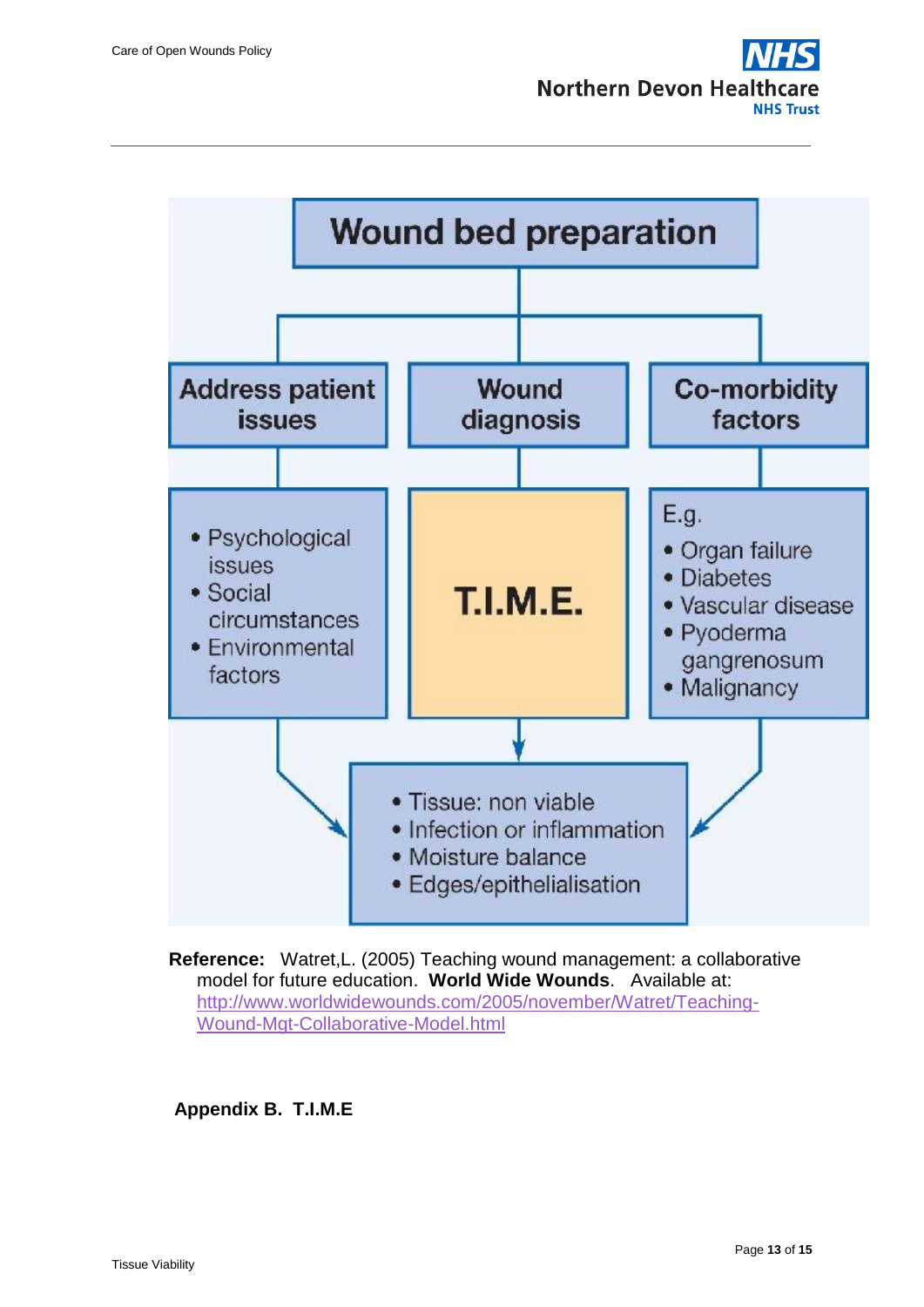**Wound bed preparation**

**Address patient issues**

- Psychological issues
- Social circumstances
- Environmental factors

**Wound diagnosis**

**T.I.M.E.**

**Co-morbidity factors**

E.g.

- Organ failure
- Diabetes
- Vascular disease
- Pyoderma gangrenosum
- Malignancy

- Tissue: non viable
- Infection or inflammation
- Moisture balance
- Edges/epithelialisation

**Reference:** Watret,L. (2005) Teaching wound management: a collaborative model for future education. **World Wide Wounds**. Available at: http://www.worldwidewounds.com/2005/november/Watret/Teaching-Wound-Mgt-Collaborative-Model.html

**Appendix B. T.I.M.E**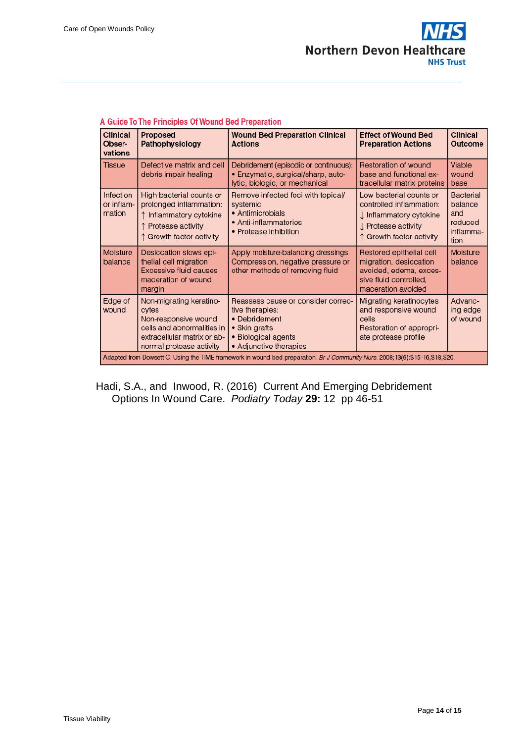**A Guide To The Principles Of Wound Bed Preparation**

| Clinical Observations | Proposed Pathophysiology | Wound Bed Preparation Clinical Actions | Effect of Wound Bed Preparation Actions | Clinical Outcome |
|---|---|---|---|---|
| Tissue | Defective matrix and cell debris impair healing | Debridement (episodic or continuous): • Enzymatic, surgical/sharp, autolytic, biologic, or mechanical | Restoration of wound base and functional extracellular matrix proteins | Viable wound base |
| Infection or inflammation | High bacterial counts or prolonged inflammation: ↑ Inflammatory cytokine ↑ Protease activity ↑ Growth factor activity | Remove infected foci with topical/systemic • Antimicrobials • Anti-inflammatories • Protease inhibition | Low bacterial counts or controlled inflammation: ↓ Inflammatory cytokine ↓ Protease activity ↑ Growth factor activity | Bacterial balance and reduced inflammation |
| Moisture balance | Desiccation slows epithelial cell migration Excessive fluid causes maceration of wound margin | Apply moisture-balancing dressings Compression, negative pressure or other methods of removing fluid | Restored epithelial cell migration, desiccation avoided, edema, excessive fluid controlled, maceration avoided | Moisture balance |
| Edge of wound | Non-migrating keratinocytes Non-responsive wound cells and abnormalities in extracellular matrix or abnormal protease activity | Reassess cause or consider corrective therapies: • Debridement • Skin grafts • Biological agents • Adjunctive therapies | Migrating keratinocytes and responsive wound cells Restoration of appropriate protease profile | Advancing edge of wound |

Adapted from Dowsett C. Using the TIME framework in wound bed preparation. *Br J Community Nurs.* 2008;13(6):S15-16,S18,S20.

Hadi, S.A., and Inwood, R. (2016) Current And Emerging Debridement Options In Wound Care. *Podiatry Today* **29:** 12 pp 46-51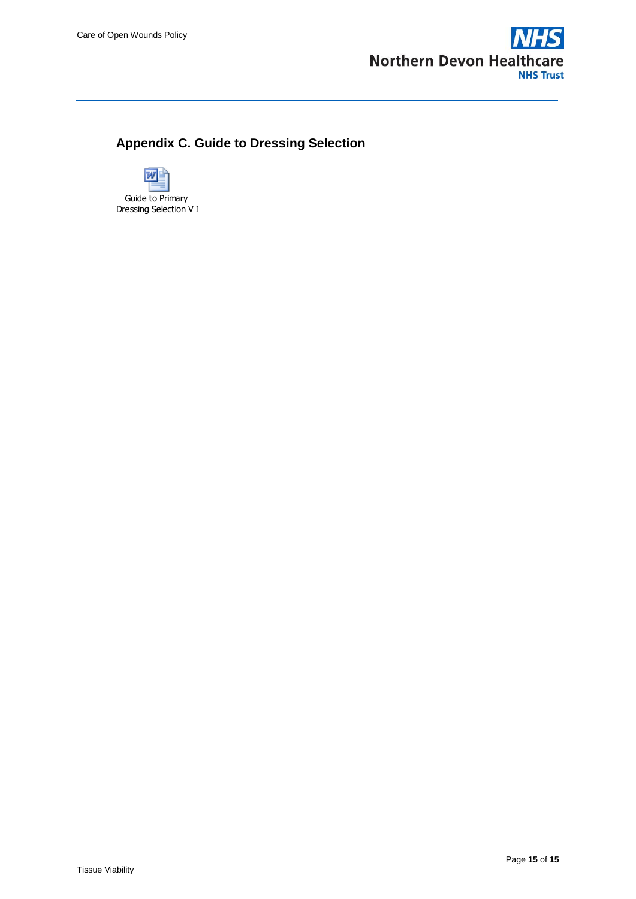## Appendix C. Guide to Dressing Selection

Guide to Primary Dressing Selection V 1